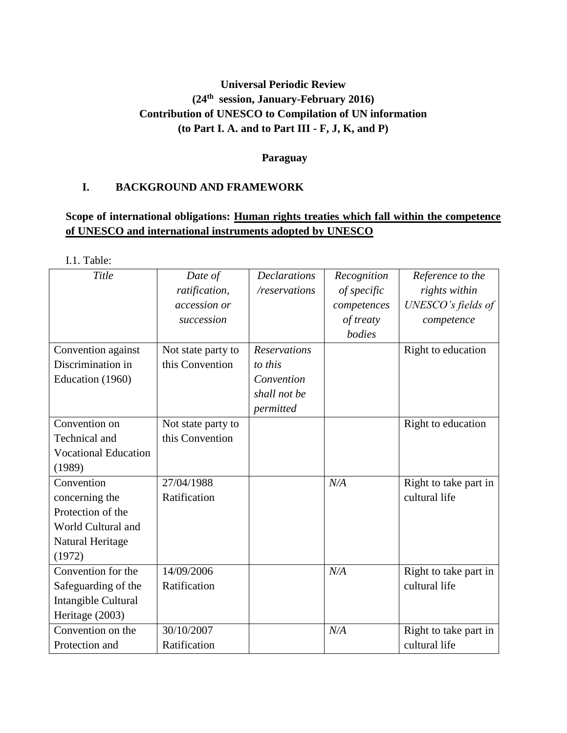**Universal Periodic Review**
**(24th session, January-February 2016)**
**Contribution of UNESCO to Compilation of UN information**
**(to Part I. A. and to Part III - F, J, K, and P)**

**Paraguay**

# I. BACKGROUND AND FRAMEWORK

**Scope of international obligations: Human rights treaties which fall within the competence of UNESCO and international instruments adopted by UNESCO**

I.1. Table:

| *Title* | *Date of ratification, accession or succession* | *Declarations /reservations* | *Recognition of specific competences of treaty bodies* | *Reference to the rights within UNESCO's fields of competence* |
|---|---|---|---|---|
| Convention against Discrimination in Education (1960) | Not state party to this Convention | *Reservations to this Convention shall not be permitted* | | Right to education |
| Convention on Technical and Vocational Education (1989) | Not state party to this Convention | | | Right to education |
| Convention concerning the Protection of the World Cultural and Natural Heritage (1972) | 27/04/1988 Ratification | | *N/A* | Right to take part in cultural life |
| Convention for the Safeguarding of the Intangible Cultural Heritage (2003) | 14/09/2006 Ratification | | *N/A* | Right to take part in cultural life |
| Convention on the Protection and | 30/10/2007 Ratification | | *N/A* | Right to take part in cultural life |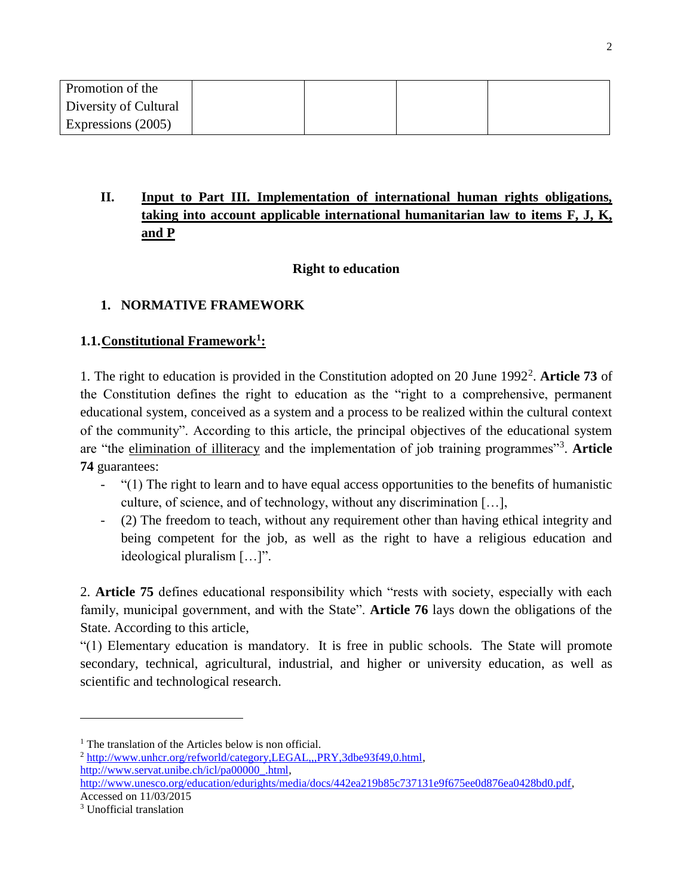| Promotion of the Diversity of Cultural Expressions (2005) | | | | |
|---|---|---|---|---|

## II. Input to Part III. Implementation of international human rights obligations, taking into account applicable international humanitarian law to items F, J, K, and P

### Right to education

### 1. NORMATIVE FRAMEWORK

#### 1.1. Constitutional Framework[1]:

1. The right to education is provided in the Constitution adopted on 20 June 1992[2]. **Article 73** of the Constitution defines the right to education as the "right to a comprehensive, permanent educational system, conceived as a system and a process to be realized within the cultural context of the community". According to this article, the principal objectives of the educational system are "the elimination of illiteracy and the implementation of job training programmes"[3]. **Article 74** guarantees:

- "(1) The right to learn and to have equal access opportunities to the benefits of humanistic culture, of science, and of technology, without any discrimination […],
- (2) The freedom to teach, without any requirement other than having ethical integrity and being competent for the job, as well as the right to have a religious education and ideological pluralism […]".

2. **Article 75** defines educational responsibility which "rests with society, especially with each family, municipal government, and with the State". **Article 76** lays down the obligations of the State. According to this article,

"(1) Elementary education is mandatory. It is free in public schools. The State will promote secondary, technical, agricultural, industrial, and higher or university education, as well as scientific and technological research.

---

[1] The translation of the Articles below is non official.

[2] http://www.unhcr.org/refworld/category,LEGAL,,,PRY,3dbe93f49,0.html, http://www.servat.unibe.ch/icl/pa00000_.html, http://www.unesco.org/education/edurights/media/docs/442ea219b85c737131e9f675ee0d876ea0428bd0.pdf, Accessed on 11/03/2015

[3] Unofficial translation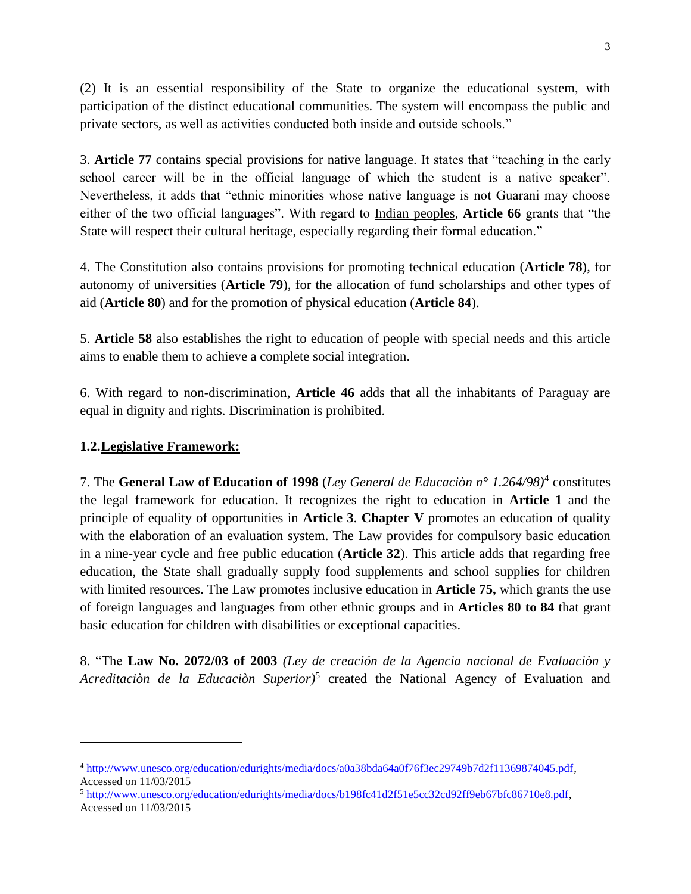(2) It is an essential responsibility of the State to organize the educational system, with participation of the distinct educational communities. The system will encompass the public and private sectors, as well as activities conducted both inside and outside schools."

3. **Article 77** contains special provisions for native language. It states that "teaching in the early school career will be in the official language of which the student is a native speaker". Nevertheless, it adds that "ethnic minorities whose native language is not Guarani may choose either of the two official languages". With regard to Indian peoples, **Article 66** grants that "the State will respect their cultural heritage, especially regarding their formal education."

4. The Constitution also contains provisions for promoting technical education (**Article 78**), for autonomy of universities (**Article 79**), for the allocation of fund scholarships and other types of aid (**Article 80**) and for the promotion of physical education (**Article 84**).

5. **Article 58** also establishes the right to education of people with special needs and this article aims to enable them to achieve a complete social integration.

6. With regard to non-discrimination, **Article 46** adds that all the inhabitants of Paraguay are equal in dignity and rights. Discrimination is prohibited.

### 1.2. Legislative Framework:

7. The **General Law of Education of 1998** (*Ley General de Educaciòn n° 1.264/98)*[4] constitutes the legal framework for education. It recognizes the right to education in **Article 1** and the principle of equality of opportunities in **Article 3**. **Chapter V** promotes an education of quality with the elaboration of an evaluation system. The Law provides for compulsory basic education in a nine-year cycle and free public education (**Article 32**). This article adds that regarding free education, the State shall gradually supply food supplements and school supplies for children with limited resources. The Law promotes inclusive education in **Article 75,** which grants the use of foreign languages and languages from other ethnic groups and in **Articles 80 to 84** that grant basic education for children with disabilities or exceptional capacities.

8. "The **Law No. 2072/03 of 2003** *(Ley de creación de la Agencia nacional de Evaluaciòn y Acreditaciòn de la Educaciòn Superior)*[5] created the National Agency of Evaluation and

---

[4] http://www.unesco.org/education/edurights/media/docs/a0a38bda64a0f76f3ec29749b7d2f11369874045.pdf, Accessed on 11/03/2015

[5] http://www.unesco.org/education/edurights/media/docs/b198fc41d2f51e5cc32cd92ff9eb67bfc86710e8.pdf, Accessed on 11/03/2015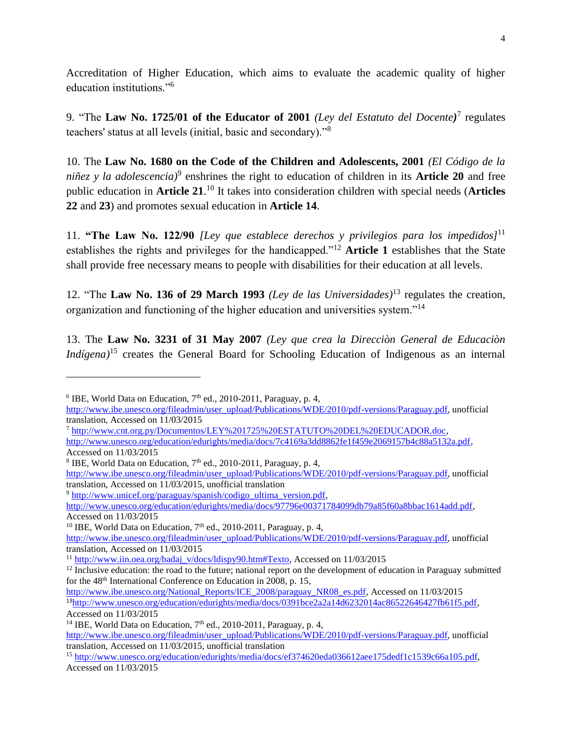Accreditation of Higher Education, which aims to evaluate the academic quality of higher education institutions."[6]

9. "The **Law No. 1725/01 of the Educator of 2001** *(Ley del Estatuto del Docente)*[7] regulates teachers' status at all levels (initial, basic and secondary)."[8]

10. The **Law No. 1680 on the Code of the Children and Adolescents, 2001** *(El Código de la niñez y la adolescencia)*[9] enshrines the right to education of children in its **Article 20** and free public education in **Article 21**.[10] It takes into consideration children with special needs (**Articles 22** and **23**) and promotes sexual education in **Article 14**.

11. **"The Law No. 122/90** *[Ley que establece derechos y privilegios para los impedidos]*[11] establishes the rights and privileges for the handicapped."[12] **Article 1** establishes that the State shall provide free necessary means to people with disabilities for their education at all levels.

12. "The **Law No. 136 of 29 March 1993** *(Ley de las Universidades)*[13] regulates the creation, organization and functioning of the higher education and universities system."[14]

13. The **Law No. 3231 of 31 May 2007** *(Ley que crea la Direcciòn General de Educaciòn Indígena)*[15] creates the General Board for Schooling Education of Indigenous as an internal

---

[6] IBE, World Data on Education, 7th ed., 2010-2011, Paraguay, p. 4, http://www.ibe.unesco.org/fileadmin/user_upload/Publications/WDE/2010/pdf-versions/Paraguay.pdf, unofficial translation, Accessed on 11/03/2015

[7] http://www.cnt.org.py/Documentos/LEY%201725%20ESTATUTO%20DEL%20EDUCADOR.doc, http://www.unesco.org/education/edurights/media/docs/7c4169a3dd8862fe1f459e2069157b4c88a5132a.pdf, Accessed on 11/03/2015

[8] IBE, World Data on Education, 7th ed., 2010-2011, Paraguay, p. 4, http://www.ibe.unesco.org/fileadmin/user_upload/Publications/WDE/2010/pdf-versions/Paraguay.pdf, unofficial translation, Accessed on 11/03/2015, unofficial translation

[9] http://www.unicef.org/paraguay/spanish/codigo_ultima_version.pdf, http://www.unesco.org/education/edurights/media/docs/97796e00371784099db79a85f60a8bbac1614add.pdf, Accessed on 11/03/2015

[10] IBE, World Data on Education, 7th ed., 2010-2011, Paraguay, p. 4, http://www.ibe.unesco.org/fileadmin/user_upload/Publications/WDE/2010/pdf-versions/Paraguay.pdf, unofficial translation, Accessed on 11/03/2015

[11] http://www.iin.oea.org/badaj_v/docs/ldispy90.htm#Texto, Accessed on 11/03/2015

[12] Inclusive education: the road to the future; national report on the development of education in Paraguay submitted for the 48th International Conference on Education in 2008, p. 15, http://www.ibe.unesco.org/National_Reports/ICE_2008/paraguay_NR08_es.pdf, Accessed on 11/03/2015

[13] http://www.unesco.org/education/edurights/media/docs/0391bce2a2a14d6232014ac86522646427fb61f5.pdf, Accessed on 11/03/2015

[14] IBE, World Data on Education, 7th ed., 2010-2011, Paraguay, p. 4, http://www.ibe.unesco.org/fileadmin/user_upload/Publications/WDE/2010/pdf-versions/Paraguay.pdf, unofficial translation, Accessed on 11/03/2015, unofficial translation

[15] http://www.unesco.org/education/edurights/media/docs/ef374620eda036612aee175dedf1c1539c66a105.pdf, Accessed on 11/03/2015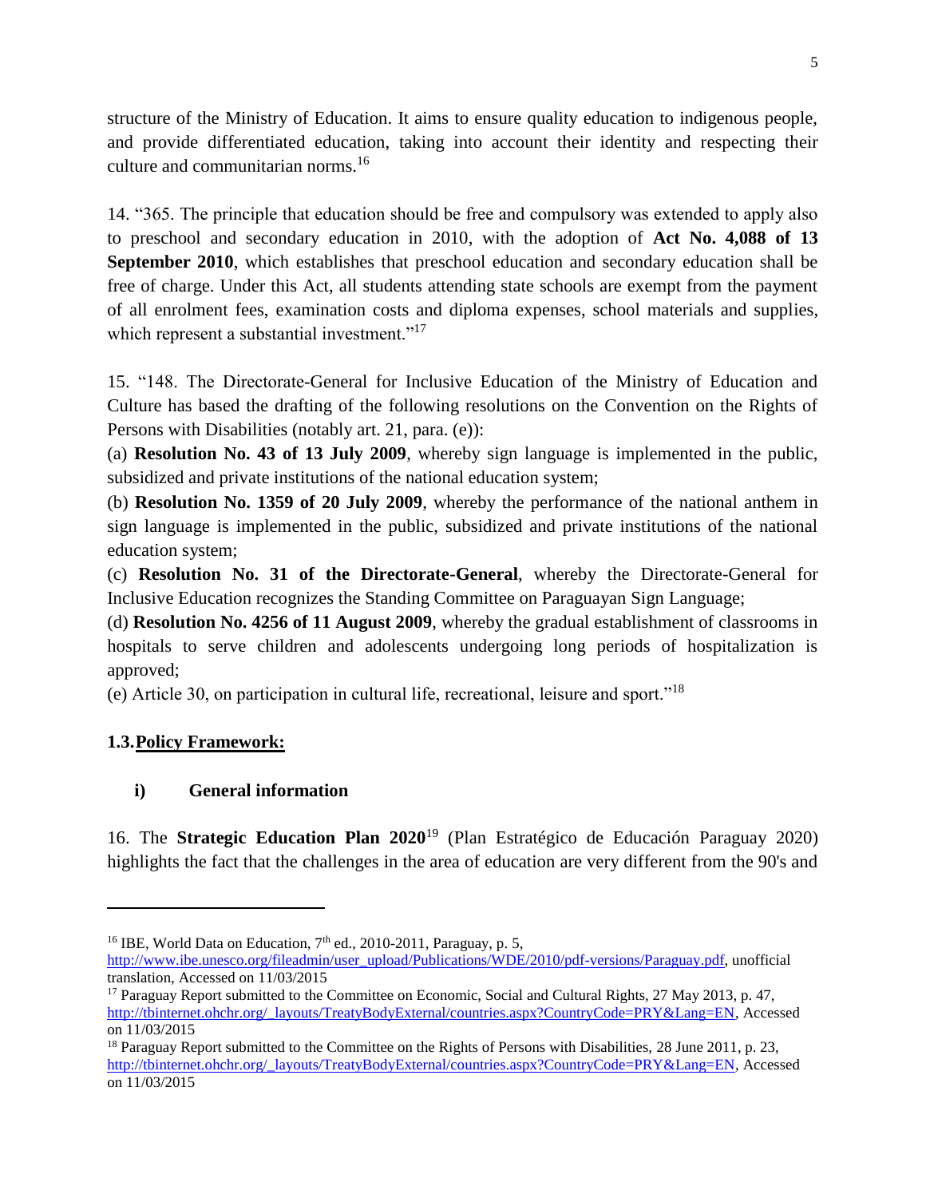structure of the Ministry of Education. It aims to ensure quality education to indigenous people, and provide differentiated education, taking into account their identity and respecting their culture and communitarian norms.[16]

14. "365. The principle that education should be free and compulsory was extended to apply also to preschool and secondary education in 2010, with the adoption of **Act No. 4,088 of 13 September 2010**, which establishes that preschool education and secondary education shall be free of charge. Under this Act, all students attending state schools are exempt from the payment of all enrolment fees, examination costs and diploma expenses, school materials and supplies, which represent a substantial investment."[17]

15. "148. The Directorate-General for Inclusive Education of the Ministry of Education and Culture has based the drafting of the following resolutions on the Convention on the Rights of Persons with Disabilities (notably art. 21, para. (e)):

(a) **Resolution No. 43 of 13 July 2009**, whereby sign language is implemented in the public, subsidized and private institutions of the national education system;

(b) **Resolution No. 1359 of 20 July 2009**, whereby the performance of the national anthem in sign language is implemented in the public, subsidized and private institutions of the national education system;

(c) **Resolution No. 31 of the Directorate-General**, whereby the Directorate-General for Inclusive Education recognizes the Standing Committee on Paraguayan Sign Language;

(d) **Resolution No. 4256 of 11 August 2009**, whereby the gradual establishment of classrooms in hospitals to serve children and adolescents undergoing long periods of hospitalization is approved;

(e) Article 30, on participation in cultural life, recreational, leisure and sport."[18]

## 1.3. Policy Framework:

### i) General information

16. The **Strategic Education Plan 2020**[19] (Plan Estratégico de Educación Paraguay 2020) highlights the fact that the challenges in the area of education are very different from the 90's and

---

[16] IBE, World Data on Education, 7th ed., 2010-2011, Paraguay, p. 5, http://www.ibe.unesco.org/fileadmin/user_upload/Publications/WDE/2010/pdf-versions/Paraguay.pdf, unofficial translation, Accessed on 11/03/2015

[17] Paraguay Report submitted to the Committee on Economic, Social and Cultural Rights, 27 May 2013, p. 47, http://tbinternet.ohchr.org/_layouts/TreatyBodyExternal/countries.aspx?CountryCode=PRY&Lang=EN, Accessed on 11/03/2015

[18] Paraguay Report submitted to the Committee on the Rights of Persons with Disabilities, 28 June 2011, p. 23, http://tbinternet.ohchr.org/_layouts/TreatyBodyExternal/countries.aspx?CountryCode=PRY&Lang=EN, Accessed on 11/03/2015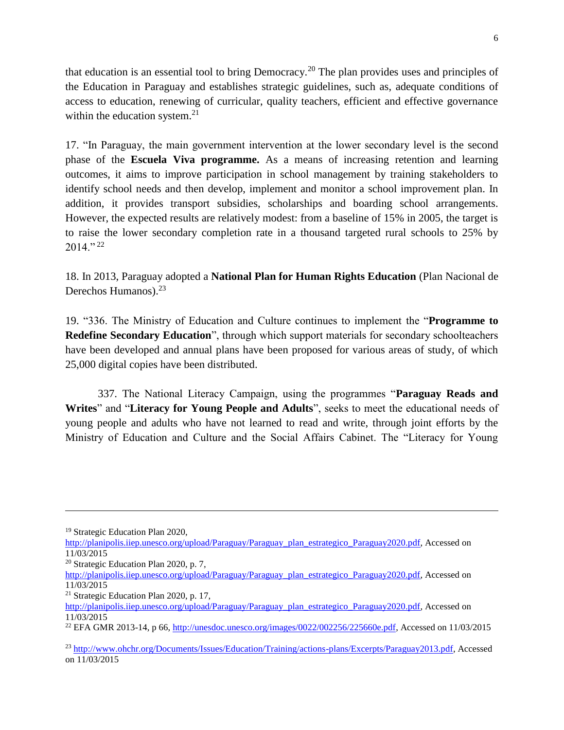that education is an essential tool to bring Democracy.[20] The plan provides uses and principles of the Education in Paraguay and establishes strategic guidelines, such as, adequate conditions of access to education, renewing of curricular, quality teachers, efficient and effective governance within the education system.[21]

17. "In Paraguay, the main government intervention at the lower secondary level is the second phase of the **Escuela Viva programme.** As a means of increasing retention and learning outcomes, it aims to improve participation in school management by training stakeholders to identify school needs and then develop, implement and monitor a school improvement plan. In addition, it provides transport subsidies, scholarships and boarding school arrangements. However, the expected results are relatively modest: from a baseline of 15% in 2005, the target is to raise the lower secondary completion rate in a thousand targeted rural schools to 25% by 2014." [22]

18. In 2013, Paraguay adopted a **National Plan for Human Rights Education** (Plan Nacional de Derechos Humanos).[23]

19. "336. The Ministry of Education and Culture continues to implement the "**Programme to Redefine Secondary Education**", through which support materials for secondary schoolteachers have been developed and annual plans have been proposed for various areas of study, of which 25,000 digital copies have been distributed.

337. The National Literacy Campaign, using the programmes "**Paraguay Reads and Writes**" and "**Literacy for Young People and Adults**", seeks to meet the educational needs of young people and adults who have not learned to read and write, through joint efforts by the Ministry of Education and Culture and the Social Affairs Cabinet. The "Literacy for Young

---

[19] Strategic Education Plan 2020, http://planipolis.iiep.unesco.org/upload/Paraguay/Paraguay_plan_estrategico_Paraguay2020.pdf, Accessed on 11/03/2015

[20] Strategic Education Plan 2020, p. 7, http://planipolis.iiep.unesco.org/upload/Paraguay/Paraguay_plan_estrategico_Paraguay2020.pdf, Accessed on 11/03/2015

[21] Strategic Education Plan 2020, p. 17, http://planipolis.iiep.unesco.org/upload/Paraguay/Paraguay_plan_estrategico_Paraguay2020.pdf, Accessed on 11/03/2015

[22] EFA GMR 2013-14, p 66, http://unesdoc.unesco.org/images/0022/002256/225660e.pdf, Accessed on 11/03/2015

[23] http://www.ohchr.org/Documents/Issues/Education/Training/actions-plans/Excerpts/Paraguay2013.pdf, Accessed on 11/03/2015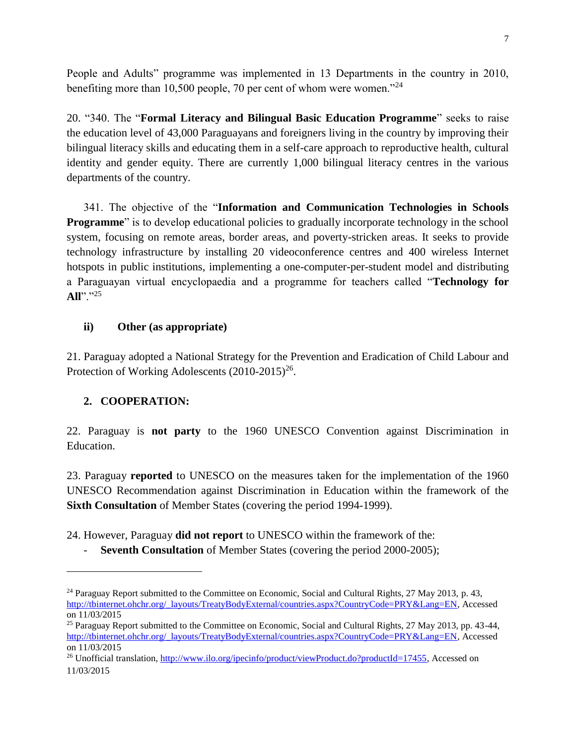People and Adults" programme was implemented in 13 Departments in the country in 2010, benefiting more than 10,500 people, 70 per cent of whom were women."[24]

20. "340. The "**Formal Literacy and Bilingual Basic Education Programme**" seeks to raise the education level of 43,000 Paraguayans and foreigners living in the country by improving their bilingual literacy skills and educating them in a self-care approach to reproductive health, cultural identity and gender equity. There are currently 1,000 bilingual literacy centres in the various departments of the country.

341. The objective of the "**Information and Communication Technologies in Schools Programme**" is to develop educational policies to gradually incorporate technology in the school system, focusing on remote areas, border areas, and poverty-stricken areas. It seeks to provide technology infrastructure by installing 20 videoconference centres and 400 wireless Internet hotspots in public institutions, implementing a one-computer-per-student model and distributing a Paraguayan virtual encyclopaedia and a programme for teachers called "**Technology for All**"."[25]

### ii) Other (as appropriate)

21. Paraguay adopted a National Strategy for the Prevention and Eradication of Child Labour and Protection of Working Adolescents (2010-2015)[26].

## 2. COOPERATION:

22. Paraguay is **not party** to the 1960 UNESCO Convention against Discrimination in Education.

23. Paraguay **reported** to UNESCO on the measures taken for the implementation of the 1960 UNESCO Recommendation against Discrimination in Education within the framework of the **Sixth Consultation** of Member States (covering the period 1994-1999).

24. However, Paraguay **did not report** to UNESCO within the framework of the:

- **Seventh Consultation** of Member States (covering the period 2000-2005);

---

[24] Paraguay Report submitted to the Committee on Economic, Social and Cultural Rights, 27 May 2013, p. 43, http://tbinternet.ohchr.org/_layouts/TreatyBodyExternal/countries.aspx?CountryCode=PRY&Lang=EN, Accessed on 11/03/2015

[25] Paraguay Report submitted to the Committee on Economic, Social and Cultural Rights, 27 May 2013, pp. 43-44, http://tbinternet.ohchr.org/_layouts/TreatyBodyExternal/countries.aspx?CountryCode=PRY&Lang=EN, Accessed on 11/03/2015

[26] Unofficial translation, http://www.ilo.org/ipecinfo/product/viewProduct.do?productId=17455, Accessed on 11/03/2015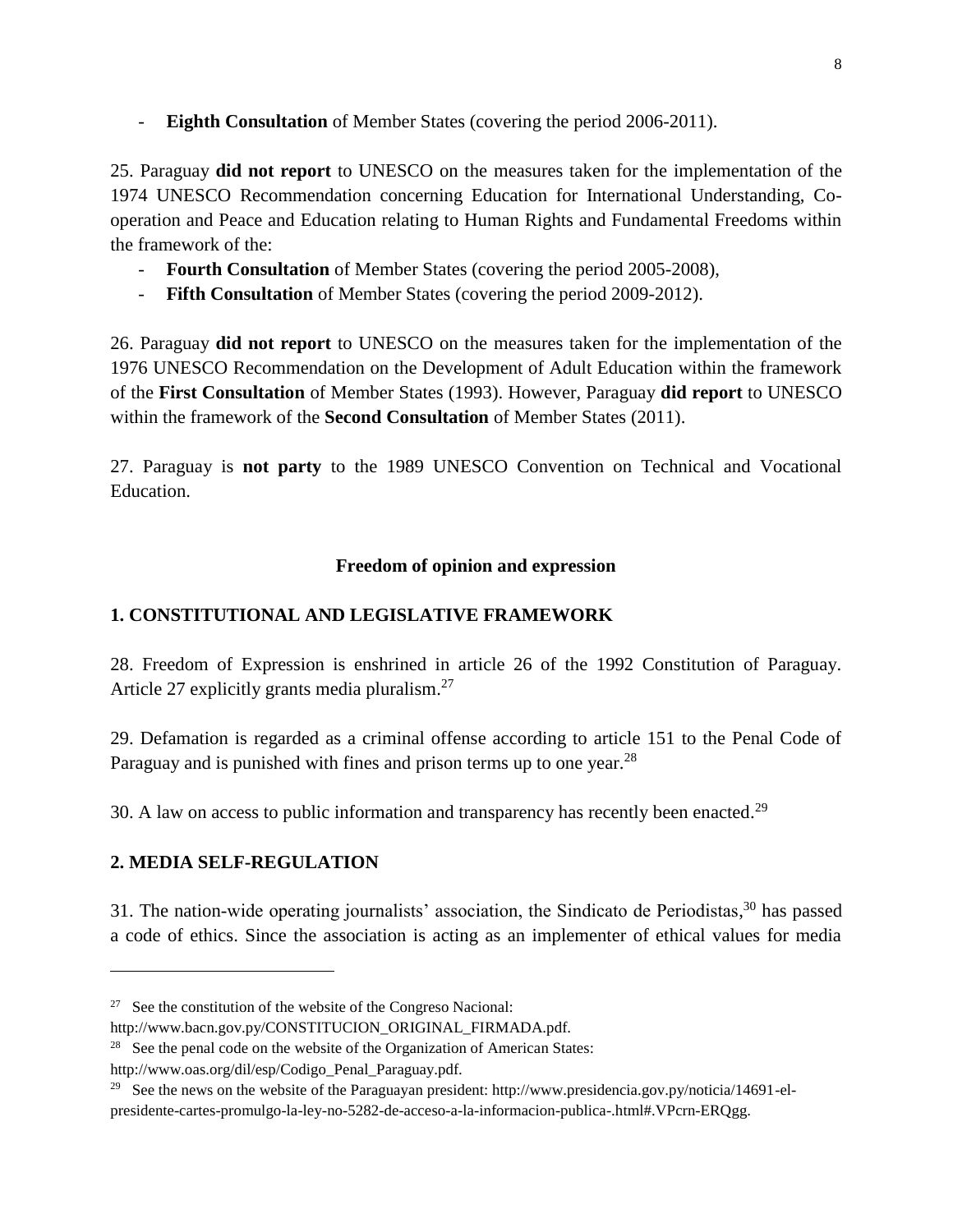- **Eighth Consultation** of Member States (covering the period 2006-2011).

25. Paraguay **did not report** to UNESCO on the measures taken for the implementation of the 1974 UNESCO Recommendation concerning Education for International Understanding, Co-operation and Peace and Education relating to Human Rights and Fundamental Freedoms within the framework of the:

- **Fourth Consultation** of Member States (covering the period 2005-2008),
- **Fifth Consultation** of Member States (covering the period 2009-2012).

26. Paraguay **did not report** to UNESCO on the measures taken for the implementation of the 1976 UNESCO Recommendation on the Development of Adult Education within the framework of the **First Consultation** of Member States (1993). However, Paraguay **did report** to UNESCO within the framework of the **Second Consultation** of Member States (2011).

27. Paraguay is **not party** to the 1989 UNESCO Convention on Technical and Vocational Education.

## Freedom of opinion and expression

### 1. CONSTITUTIONAL AND LEGISLATIVE FRAMEWORK

28. Freedom of Expression is enshrined in article 26 of the 1992 Constitution of Paraguay. Article 27 explicitly grants media pluralism.[27]

29. Defamation is regarded as a criminal offense according to article 151 to the Penal Code of Paraguay and is punished with fines and prison terms up to one year.[28]

30. A law on access to public information and transparency has recently been enacted.[29]

### 2. MEDIA SELF-REGULATION

31. The nation-wide operating journalists' association, the Sindicato de Periodistas,[30] has passed a code of ethics. Since the association is acting as an implementer of ethical values for media

---

[27] See the constitution of the website of the Congreso Nacional: http://www.bacn.gov.py/CONSTITUCION_ORIGINAL_FIRMADA.pdf.

[28] See the penal code on the website of the Organization of American States: http://www.oas.org/dil/esp/Codigo_Penal_Paraguay.pdf.

[29] See the news on the website of the Paraguayan president: http://www.presidencia.gov.py/noticia/14691-el-presidente-cartes-promulgo-la-ley-no-5282-de-acceso-a-la-informacion-publica-.html#.VPcrn-ERQgg.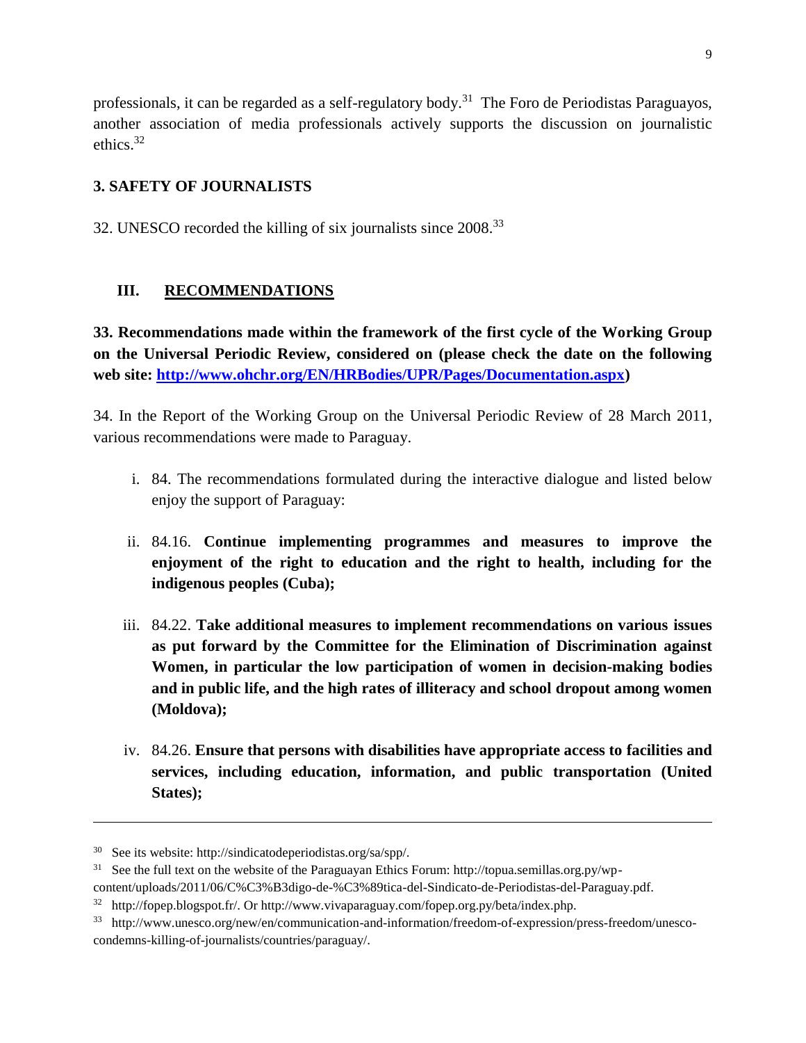professionals, it can be regarded as a self-regulatory body.[31] The Foro de Periodistas Paraguayos, another association of media professionals actively supports the discussion on journalistic ethics.[32]

### 3. SAFETY OF JOURNALISTS

32. UNESCO recorded the killing of six journalists since 2008.[33]

## III. RECOMMENDATIONS

**33. Recommendations made within the framework of the first cycle of the Working Group on the Universal Periodic Review, considered on (please check the date on the following web site: [http://www.ohchr.org/EN/HRBodies/UPR/Pages/Documentation.aspx](http://www.ohchr.org/EN/HRBodies/UPR/Pages/Documentation.aspx))**

34. In the Report of the Working Group on the Universal Periodic Review of 28 March 2011, various recommendations were made to Paraguay.

i. 84. The recommendations formulated during the interactive dialogue and listed below enjoy the support of Paraguay:

ii. 84.16. **Continue implementing programmes and measures to improve the enjoyment of the right to education and the right to health, including for the indigenous peoples (Cuba);**

iii. 84.22. **Take additional measures to implement recommendations on various issues as put forward by the Committee for the Elimination of Discrimination against Women, in particular the low participation of women in decision-making bodies and in public life, and the high rates of illiteracy and school dropout among women (Moldova);**

iv. 84.26. **Ensure that persons with disabilities have appropriate access to facilities and services, including education, information, and public transportation (United States);**

---

[30] See its website: http://sindicatodeperiodistas.org/sa/spp/.

[31] See the full text on the website of the Paraguayan Ethics Forum: http://topua.semillas.org.py/wp-content/uploads/2011/06/C%C3%B3digo-de-%C3%89tica-del-Sindicato-de-Periodistas-del-Paraguay.pdf.

[32] http://fopep.blogspot.fr/. Or http://www.vivaparaguay.com/fopep.org.py/beta/index.php.

[33] http://www.unesco.org/new/en/communication-and-information/freedom-of-expression/press-freedom/unesco-condemns-killing-of-journalists/countries/paraguay/.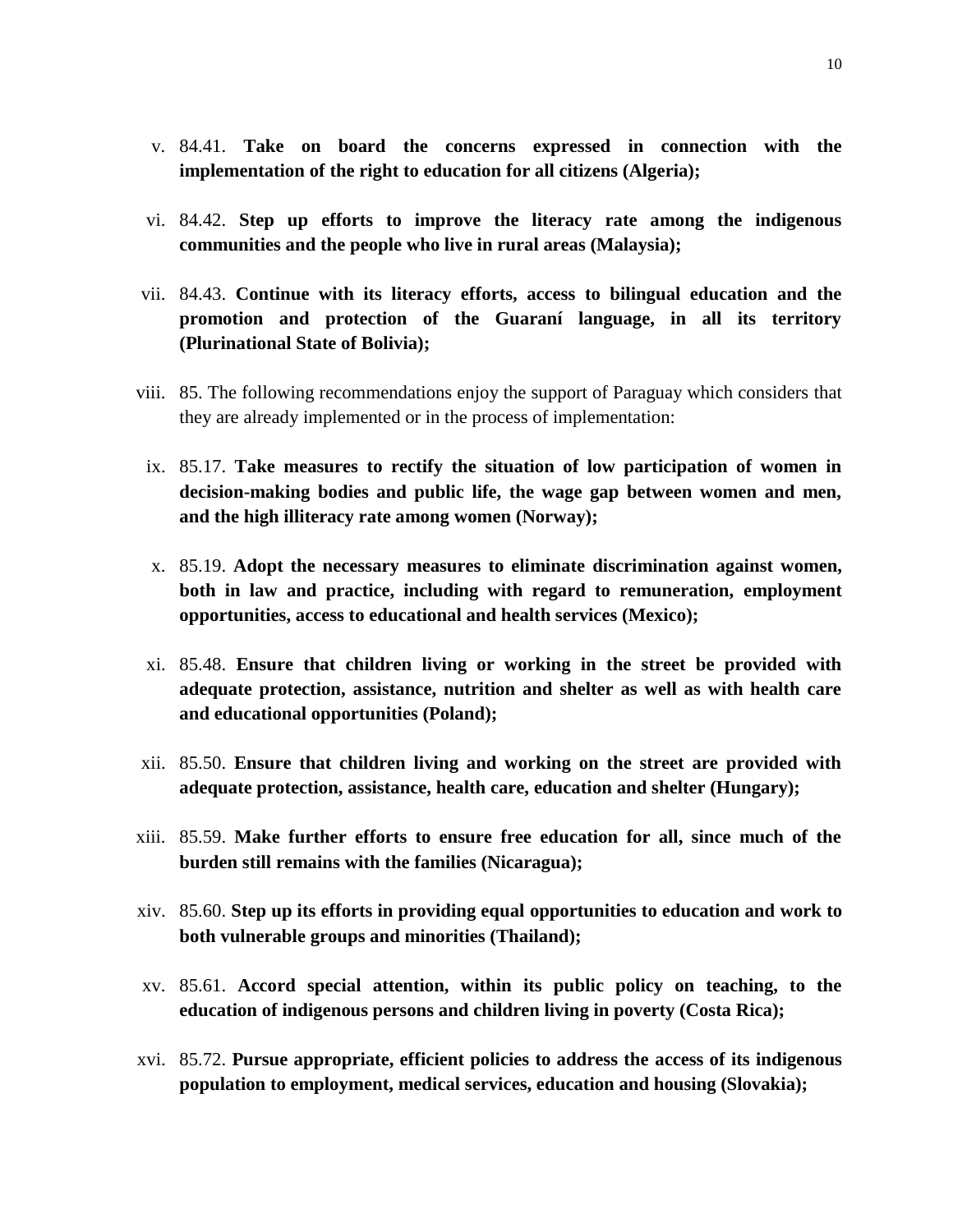v. 84.41. **Take on board the concerns expressed in connection with the implementation of the right to education for all citizens (Algeria);**

vi. 84.42. **Step up efforts to improve the literacy rate among the indigenous communities and the people who live in rural areas (Malaysia);**

vii. 84.43. **Continue with its literacy efforts, access to bilingual education and the promotion and protection of the Guaraní language, in all its territory (Plurinational State of Bolivia);**

viii. 85. The following recommendations enjoy the support of Paraguay which considers that they are already implemented or in the process of implementation:

ix. 85.17. **Take measures to rectify the situation of low participation of women in decision-making bodies and public life, the wage gap between women and men, and the high illiteracy rate among women (Norway);**

x. 85.19. **Adopt the necessary measures to eliminate discrimination against women, both in law and practice, including with regard to remuneration, employment opportunities, access to educational and health services (Mexico);**

xi. 85.48. **Ensure that children living or working in the street be provided with adequate protection, assistance, nutrition and shelter as well as with health care and educational opportunities (Poland);**

xii. 85.50. **Ensure that children living and working on the street are provided with adequate protection, assistance, health care, education and shelter (Hungary);**

xiii. 85.59. **Make further efforts to ensure free education for all, since much of the burden still remains with the families (Nicaragua);**

xiv. 85.60. **Step up its efforts in providing equal opportunities to education and work to both vulnerable groups and minorities (Thailand);**

xv. 85.61. **Accord special attention, within its public policy on teaching, to the education of indigenous persons and children living in poverty (Costa Rica);**

xvi. 85.72. **Pursue appropriate, efficient policies to address the access of its indigenous population to employment, medical services, education and housing (Slovakia);**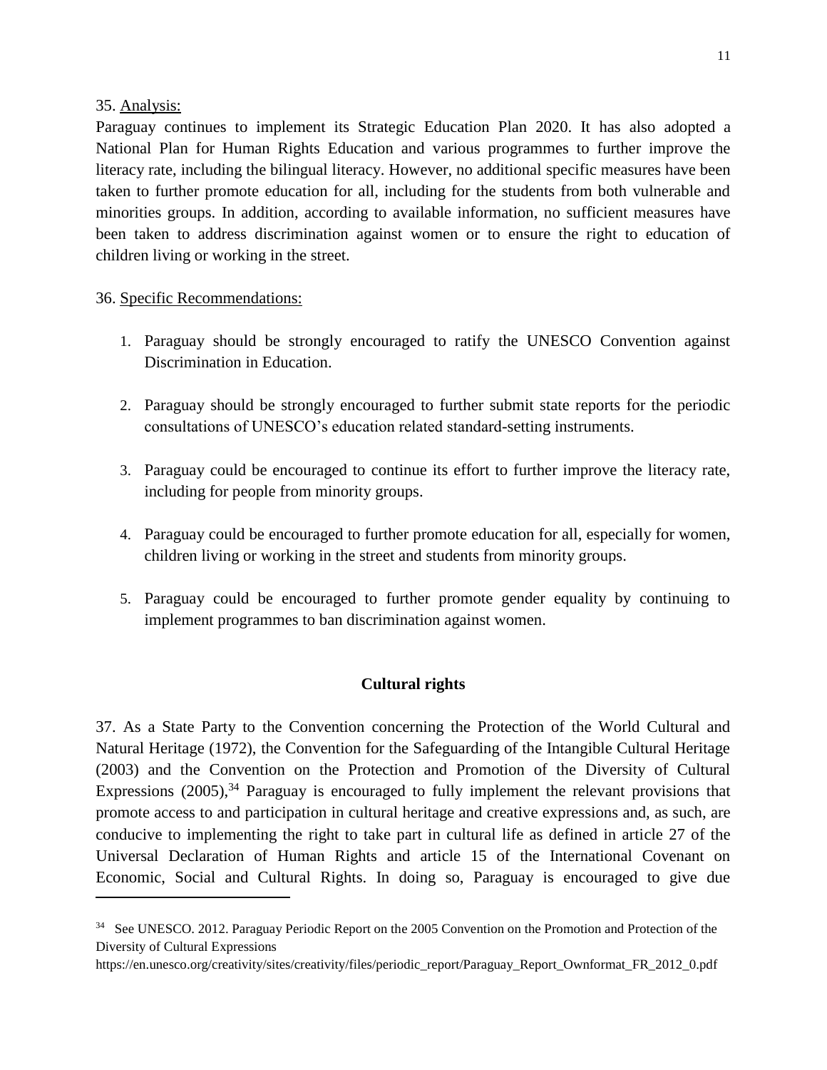35. Analysis:

Paraguay continues to implement its Strategic Education Plan 2020. It has also adopted a National Plan for Human Rights Education and various programmes to further improve the literacy rate, including the bilingual literacy. However, no additional specific measures have been taken to further promote education for all, including for the students from both vulnerable and minorities groups. In addition, according to available information, no sufficient measures have been taken to address discrimination against women or to ensure the right to education of children living or working in the street.

36. Specific Recommendations:

1. Paraguay should be strongly encouraged to ratify the UNESCO Convention against Discrimination in Education.
2. Paraguay should be strongly encouraged to further submit state reports for the periodic consultations of UNESCO's education related standard-setting instruments.
3. Paraguay could be encouraged to continue its effort to further improve the literacy rate, including for people from minority groups.
4. Paraguay could be encouraged to further promote education for all, especially for women, children living or working in the street and students from minority groups.
5. Paraguay could be encouraged to further promote gender equality by continuing to implement programmes to ban discrimination against women.

## Cultural rights

37. As a State Party to the Convention concerning the Protection of the World Cultural and Natural Heritage (1972), the Convention for the Safeguarding of the Intangible Cultural Heritage (2003) and the Convention on the Protection and Promotion of the Diversity of Cultural Expressions (2005),[34] Paraguay is encouraged to fully implement the relevant provisions that promote access to and participation in cultural heritage and creative expressions and, as such, are conducive to implementing the right to take part in cultural life as defined in article 27 of the Universal Declaration of Human Rights and article 15 of the International Covenant on Economic, Social and Cultural Rights. In doing so, Paraguay is encouraged to give due

---

[34] See UNESCO. 2012. Paraguay Periodic Report on the 2005 Convention on the Promotion and Protection of the Diversity of Cultural Expressions https://en.unesco.org/creativity/sites/creativity/files/periodic_report/Paraguay_Report_Ownformat_FR_2012_0.pdf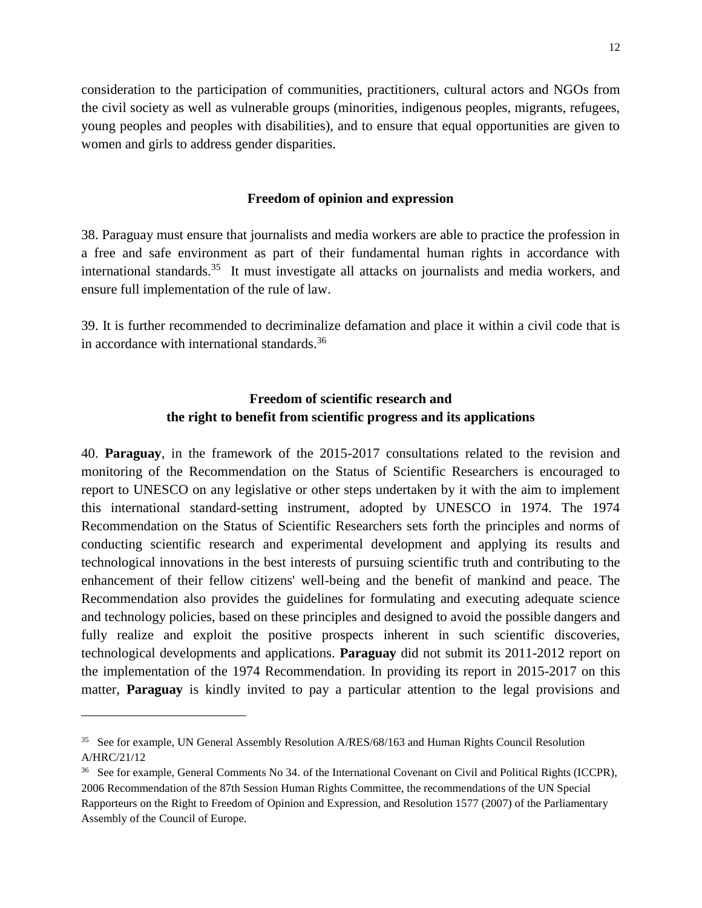consideration to the participation of communities, practitioners, cultural actors and NGOs from the civil society as well as vulnerable groups (minorities, indigenous peoples, migrants, refugees, young peoples and peoples with disabilities), and to ensure that equal opportunities are given to women and girls to address gender disparities.

### Freedom of opinion and expression

38. Paraguay must ensure that journalists and media workers are able to practice the profession in a free and safe environment as part of their fundamental human rights in accordance with international standards.[35] It must investigate all attacks on journalists and media workers, and ensure full implementation of the rule of law.

39. It is further recommended to decriminalize defamation and place it within a civil code that is in accordance with international standards.[36]

### Freedom of scientific research and the right to benefit from scientific progress and its applications

40. **Paraguay**, in the framework of the 2015-2017 consultations related to the revision and monitoring of the Recommendation on the Status of Scientific Researchers is encouraged to report to UNESCO on any legislative or other steps undertaken by it with the aim to implement this international standard-setting instrument, adopted by UNESCO in 1974. The 1974 Recommendation on the Status of Scientific Researchers sets forth the principles and norms of conducting scientific research and experimental development and applying its results and technological innovations in the best interests of pursuing scientific truth and contributing to the enhancement of their fellow citizens' well-being and the benefit of mankind and peace. The Recommendation also provides the guidelines for formulating and executing adequate science and technology policies, based on these principles and designed to avoid the possible dangers and fully realize and exploit the positive prospects inherent in such scientific discoveries, technological developments and applications. **Paraguay** did not submit its 2011-2012 report on the implementation of the 1974 Recommendation. In providing its report in 2015-2017 on this matter, **Paraguay** is kindly invited to pay a particular attention to the legal provisions and

---

[35] See for example, UN General Assembly Resolution A/RES/68/163 and Human Rights Council Resolution A/HRC/21/12

[36] See for example, General Comments No 34. of the International Covenant on Civil and Political Rights (ICCPR), 2006 Recommendation of the 87th Session Human Rights Committee, the recommendations of the UN Special Rapporteurs on the Right to Freedom of Opinion and Expression, and Resolution 1577 (2007) of the Parliamentary Assembly of the Council of Europe.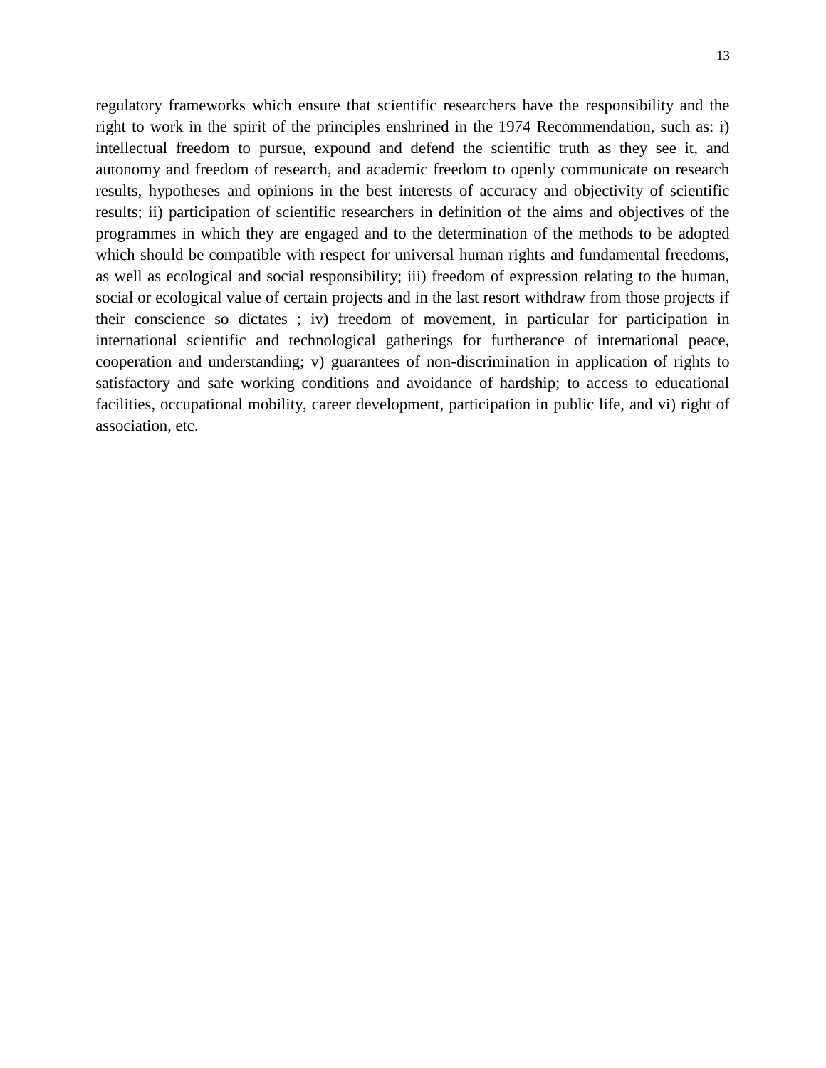regulatory frameworks which ensure that scientific researchers have the responsibility and the right to work in the spirit of the principles enshrined in the 1974 Recommendation, such as: i) intellectual freedom to pursue, expound and defend the scientific truth as they see it, and autonomy and freedom of research, and academic freedom to openly communicate on research results, hypotheses and opinions in the best interests of accuracy and objectivity of scientific results; ii) participation of scientific researchers in definition of the aims and objectives of the programmes in which they are engaged and to the determination of the methods to be adopted which should be compatible with respect for universal human rights and fundamental freedoms, as well as ecological and social responsibility; iii) freedom of expression relating to the human, social or ecological value of certain projects and in the last resort withdraw from those projects if their conscience so dictates ; iv) freedom of movement, in particular for participation in international scientific and technological gatherings for furtherance of international peace, cooperation and understanding; v) guarantees of non-discrimination in application of rights to satisfactory and safe working conditions and avoidance of hardship; to access to educational facilities, occupational mobility, career development, participation in public life, and vi) right of association, etc.